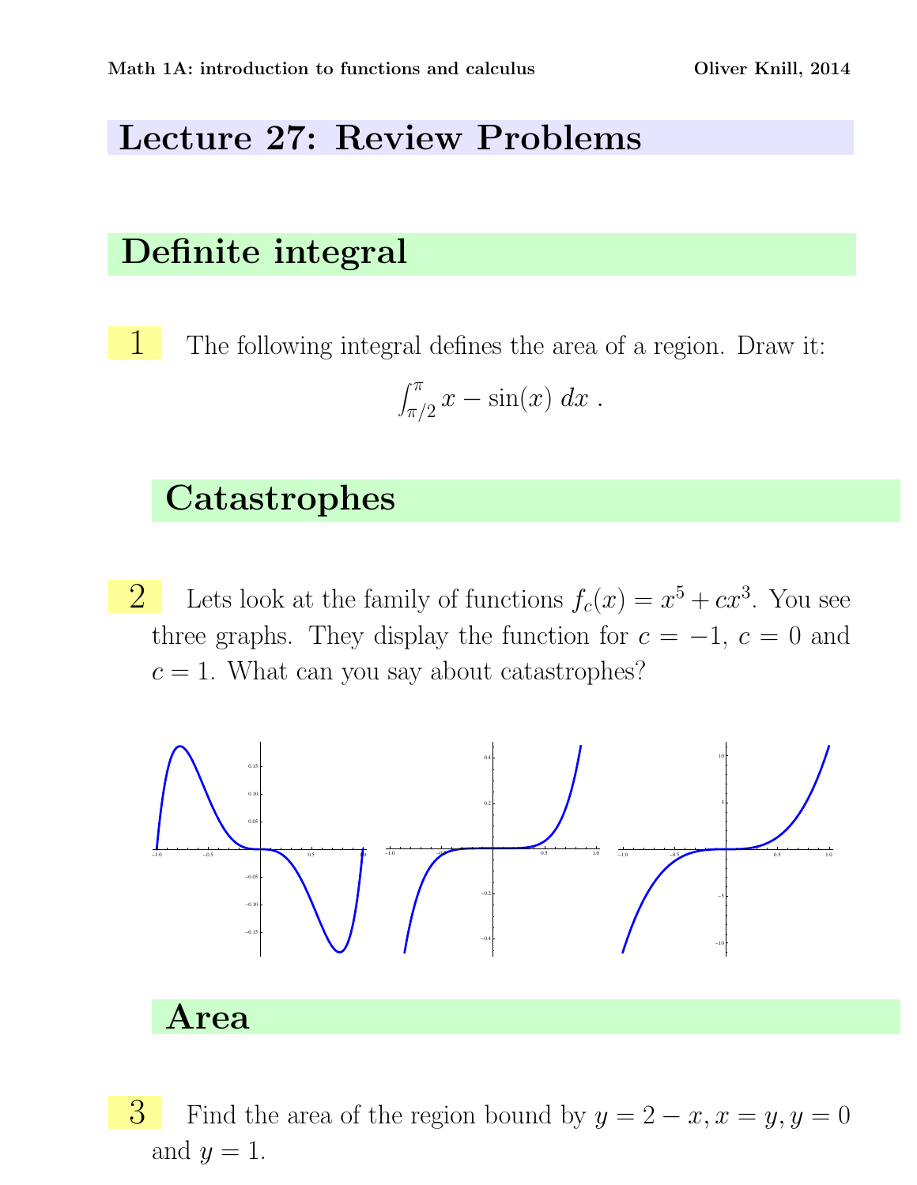# Lecture 27: Review Problems

## Definite integral

**1** The following integral defines the area of a region. Draw it:

$$\int_{\pi/2}^{\pi} x - \sin(x) \, dx \; .$$

## Catastrophes

**2** Lets look at the family of functions $f_c(x) = x^5 + cx^3$. You see three graphs. They display the function for $c = -1$, $c = 0$ and $c = 1$. What can you say about catastrophes?

## Area

**3** Find the area of the region bound by $y = 2 - x$, $x = y$, $y = 0$ and $y = 1$.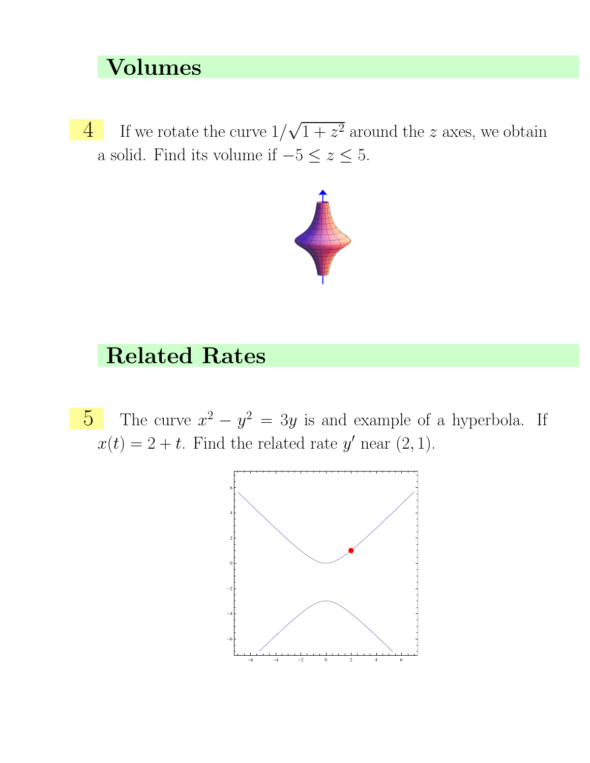## Volumes

**4** If we rotate the curve $1/\sqrt{1+z^2}$ around the $z$ axes, we obtain a solid. Find its volume if $-5 \leq z \leq 5$.

## Related Rates

**5** The curve $x^2 - y^2 = 3y$ is and example of a hyperbola. If $x(t) = 2 + t$. Find the related rate $y'$ near $(2, 1)$.

6
4
2
0
−2
−4
−6
−6 −4 −2 0 2 4 6